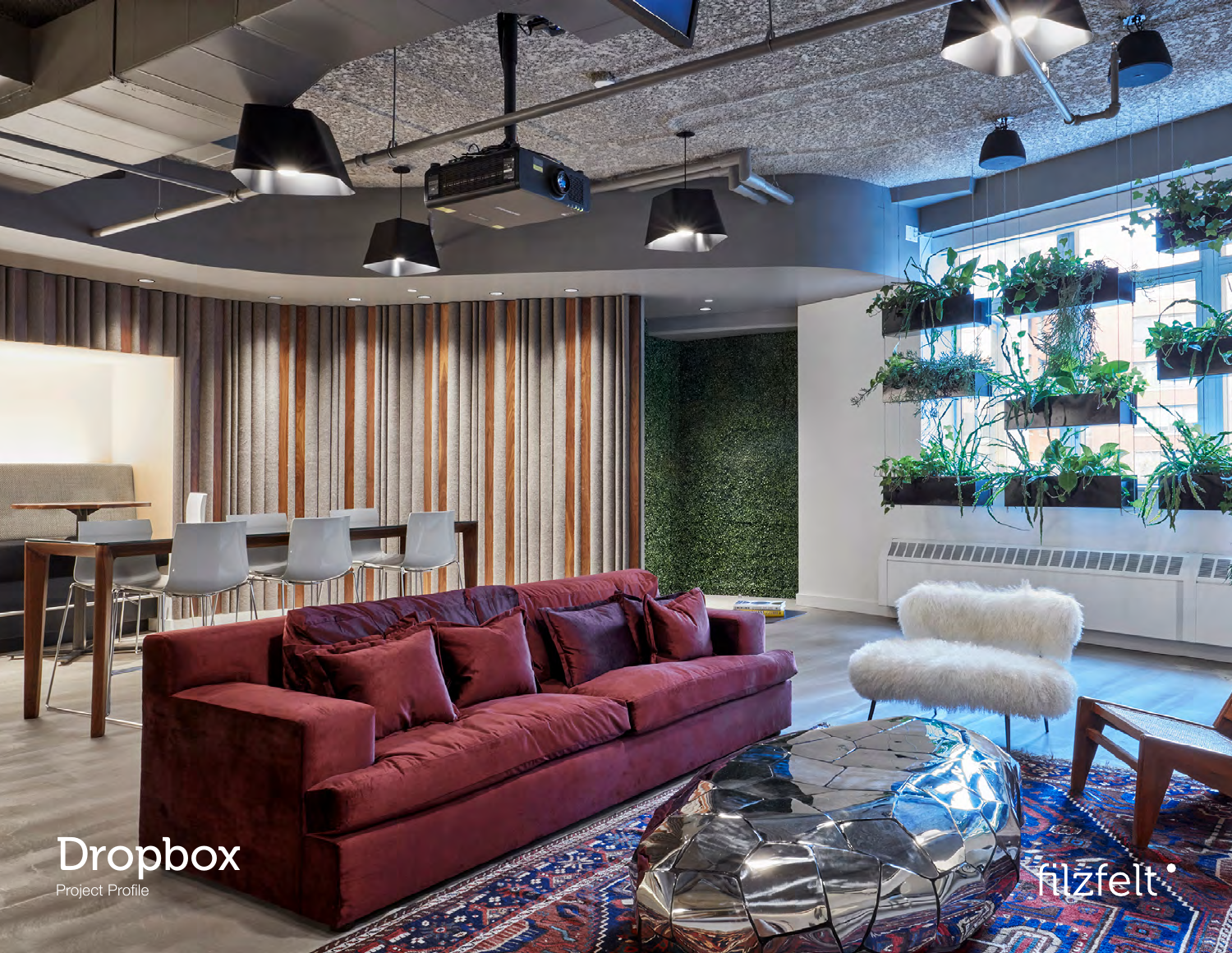# Dropbox

Project Profile

filzfelt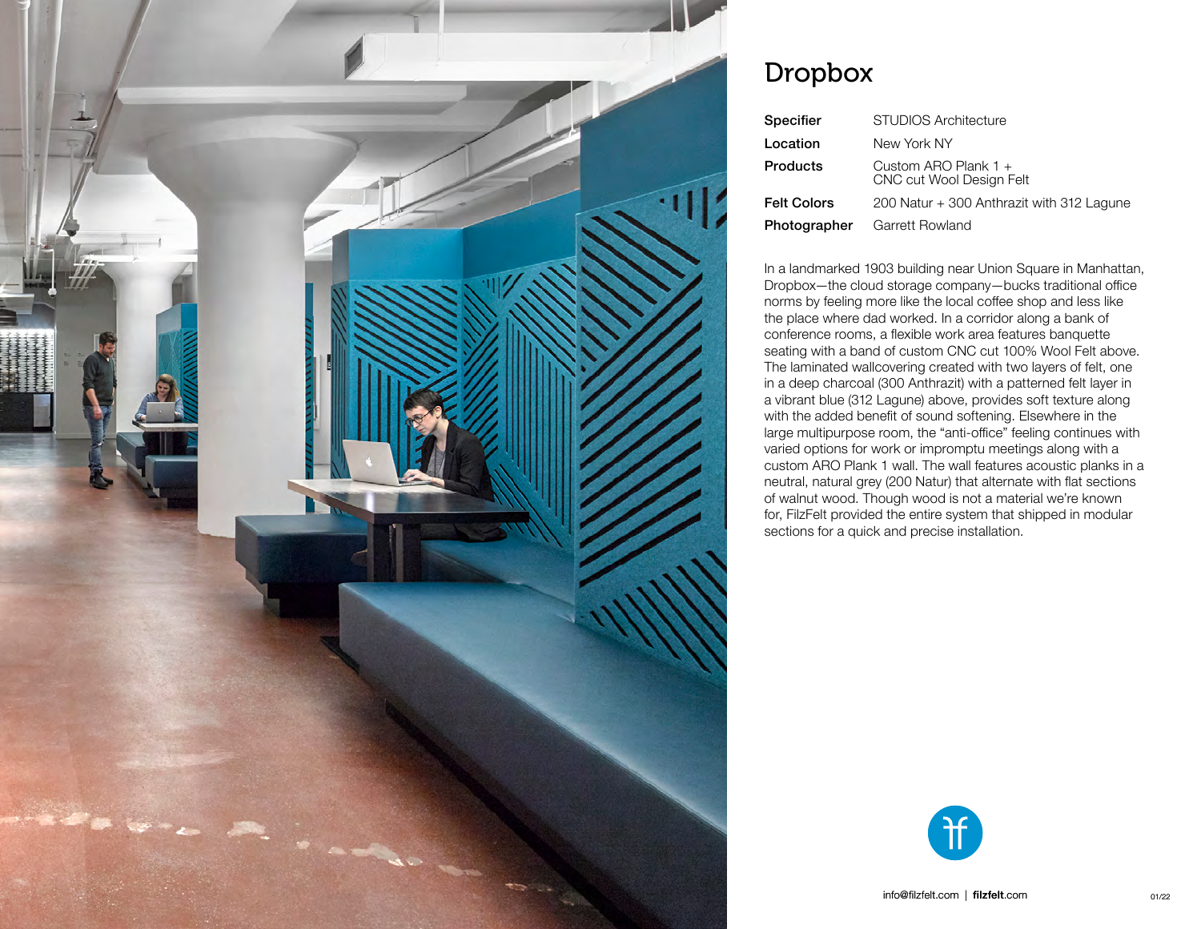# Dropbox

| | |
|---|---|
| **Specifier** | STUDIOS Architecture |
| **Location** | New York NY |
| **Products** | Custom ARO Plank 1 + CNC cut Wool Design Felt |
| **Felt Colors** | 200 Natur + 300 Anthrazit with 312 Lagune |
| **Photographer** | Garrett Rowland |

In a landmarked 1903 building near Union Square in Manhattan, Dropbox—the cloud storage company—bucks traditional office norms by feeling more like the local coffee shop and less like the place where dad worked. In a corridor along a bank of conference rooms, a flexible work area features banquette seating with a band of custom CNC cut 100% Wool Felt above. The laminated wallcovering created with two layers of felt, one in a deep charcoal (300 Anthrazit) with a patterned felt layer in a vibrant blue (312 Lagune) above, provides soft texture along with the added benefit of sound softening. Elsewhere in the large multipurpose room, the "anti-office" feeling continues with varied options for work or impromptu meetings along with a custom ARO Plank 1 wall. The wall features acoustic planks in a neutral, natural grey (200 Natur) that alternate with flat sections of walnut wood. Though wood is not a material we're known for, FilzFelt provided the entire system that shipped in modular sections for a quick and precise installation.

info@filzfelt.com | **filzfelt**.com